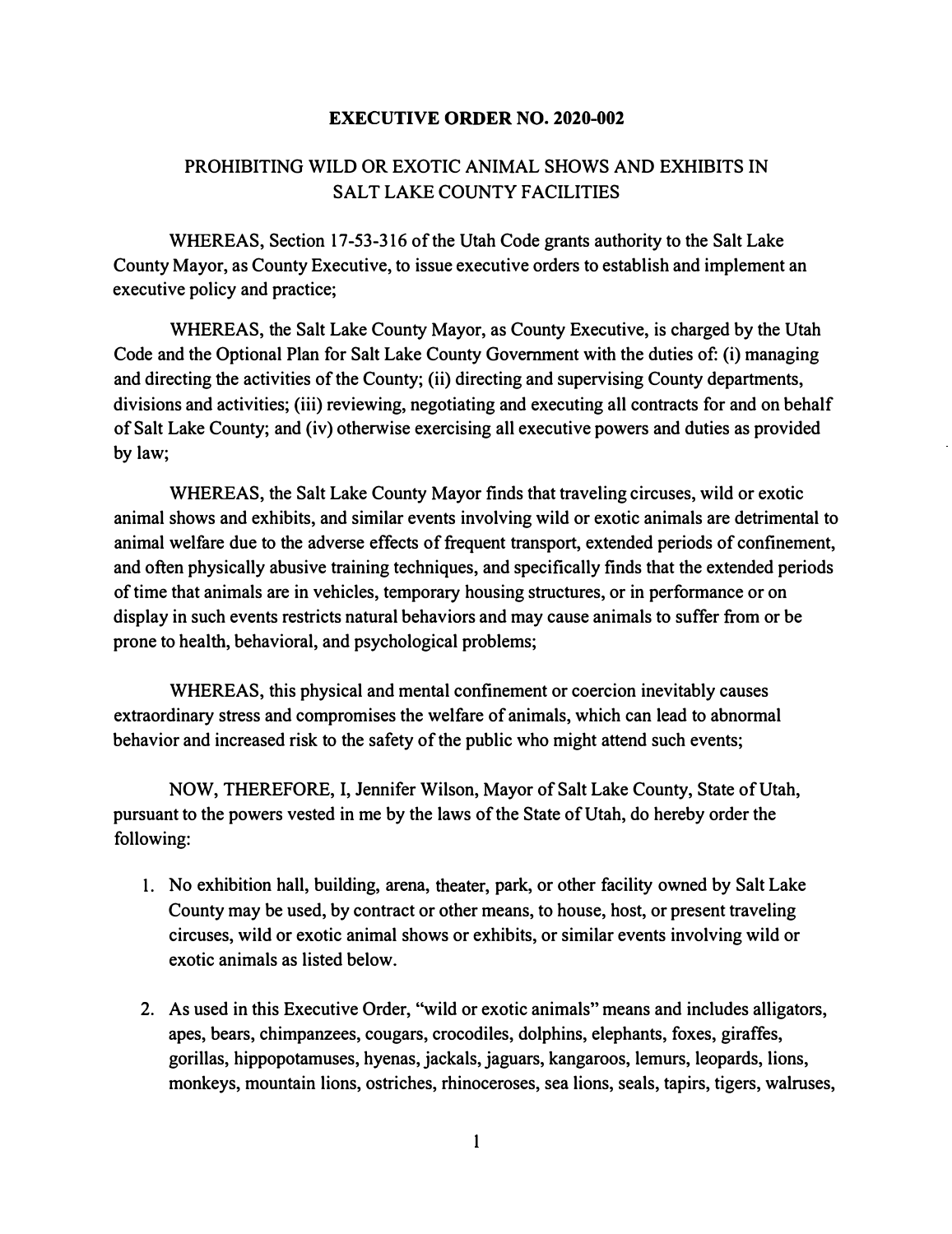# EXECUTIVE ORDER NO. 2020-002

## PROHIBITING WILD OR EXOTIC ANIMAL SHOWS AND EXHIBITS IN SALT LAKE COUNTY FACILITIES

WHEREAS, Section 17-53-316 of the Utah Code grants authority to the Salt Lake County Mayor, as County Executive, to issue executive orders to establish and implement an executive policy and practice;

WHEREAS, the Salt Lake County Mayor, as County Executive, is charged by the Utah Code and the Optional Plan for Salt Lake County Government with the duties of: (i) managing and directing the activities of the County; (ii) directing and supervising County departments, divisions and activities; (iii) reviewing, negotiating and executing all contracts for and on behalf of Salt Lake County; and (iv) otherwise exercising all executive powers and duties as provided by law;

WHEREAS, the Salt Lake County Mayor finds that traveling circuses, wild or exotic animal shows and exhibits, and similar events involving wild or exotic animals are detrimental to animal welfare due to the adverse effects of frequent transport, extended periods of confinement, and often physically abusive training techniques, and specifically finds that the extended periods of time that animals are in vehicles, temporary housing structures, or in performance or on display in such events restricts natural behaviors and may cause animals to suffer from or be prone to health, behavioral, and psychological problems;

WHEREAS, this physical and mental confinement or coercion inevitably causes extraordinary stress and compromises the welfare of animals, which can lead to abnormal behavior and increased risk to the safety of the public who might attend such events;

NOW, THEREFORE, I, Jennifer Wilson, Mayor of Salt Lake County, State of Utah, pursuant to the powers vested in me by the laws of the State of Utah, do hereby order the following:

1. No exhibition hall, building, arena, theater, park, or other facility owned by Salt Lake County may be used, by contract or other means, to house, host, or present traveling circuses, wild or exotic animal shows or exhibits, or similar events involving wild or exotic animals as listed below.

2. As used in this Executive Order, "wild or exotic animals" means and includes alligators, apes, bears, chimpanzees, cougars, crocodiles, dolphins, elephants, foxes, giraffes, gorillas, hippopotamuses, hyenas, jackals, jaguars, kangaroos, lemurs, leopards, lions, monkeys, mountain lions, ostriches, rhinoceroses, sea lions, seals, tapirs, tigers, walruses,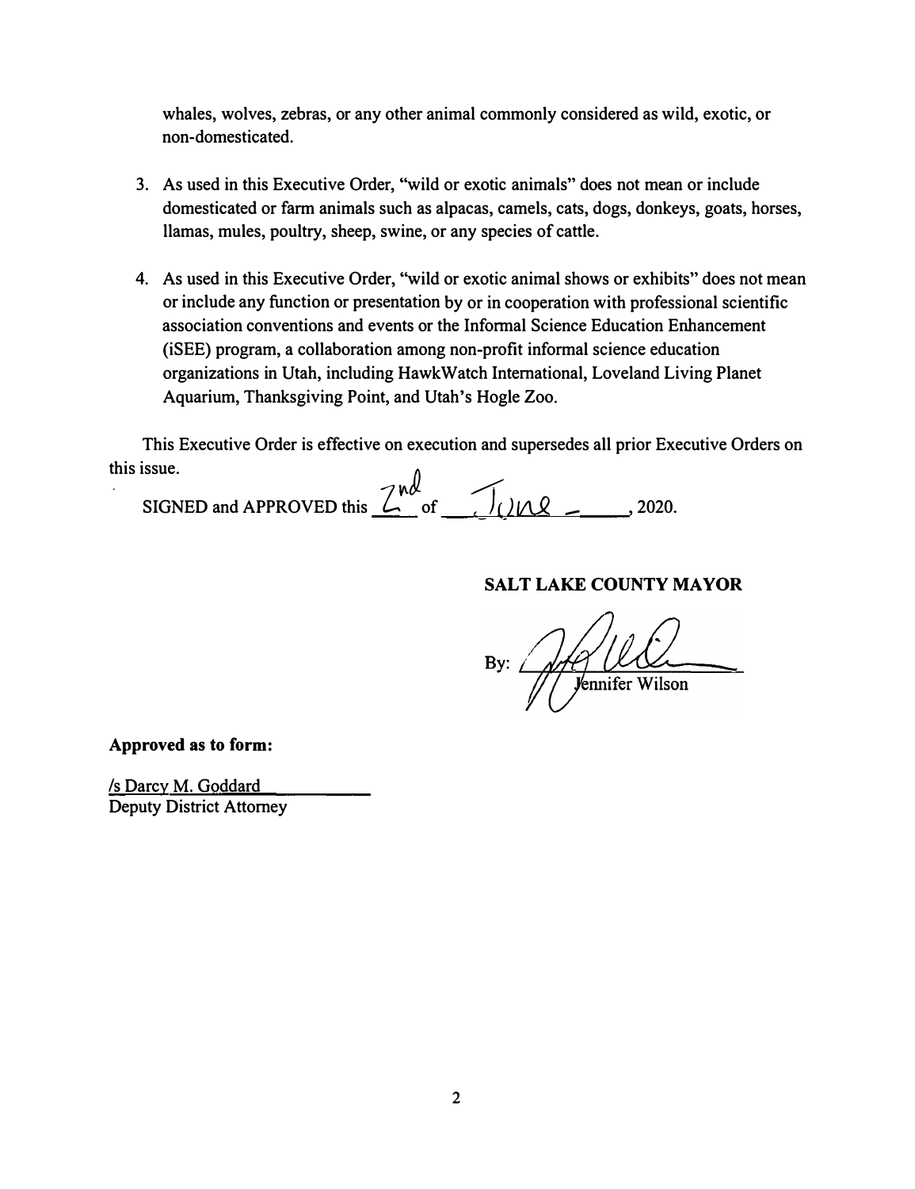whales, wolves, zebras, or any other animal commonly considered as wild, exotic, or non-domesticated.

3. As used in this Executive Order, "wild or exotic animals" does not mean or include domesticated or farm animals such as alpacas, camels, cats, dogs, donkeys, goats, horses, llamas, mules, poultry, sheep, swine, or any species of cattle.

4. As used in this Executive Order, "wild or exotic animal shows or exhibits" does not mean or include any function or presentation by or in cooperation with professional scientific association conventions and events or the Informal Science Education Enhancement (iSEE) program, a collaboration among non-profit informal science education organizations in Utah, including HawkWatch International, Loveland Living Planet Aquarium, Thanksgiving Point, and Utah's Hogle Zoo.

This Executive Order is effective on execution and supersedes all prior Executive Orders on this issue.

SIGNED and APPROVED this 2nd of June, 2020.

**SALT LAKE COUNTY MAYOR**

By: Jennifer Wilson

**Approved as to form:**

/s Darcy M. Goddard
Deputy District Attorney